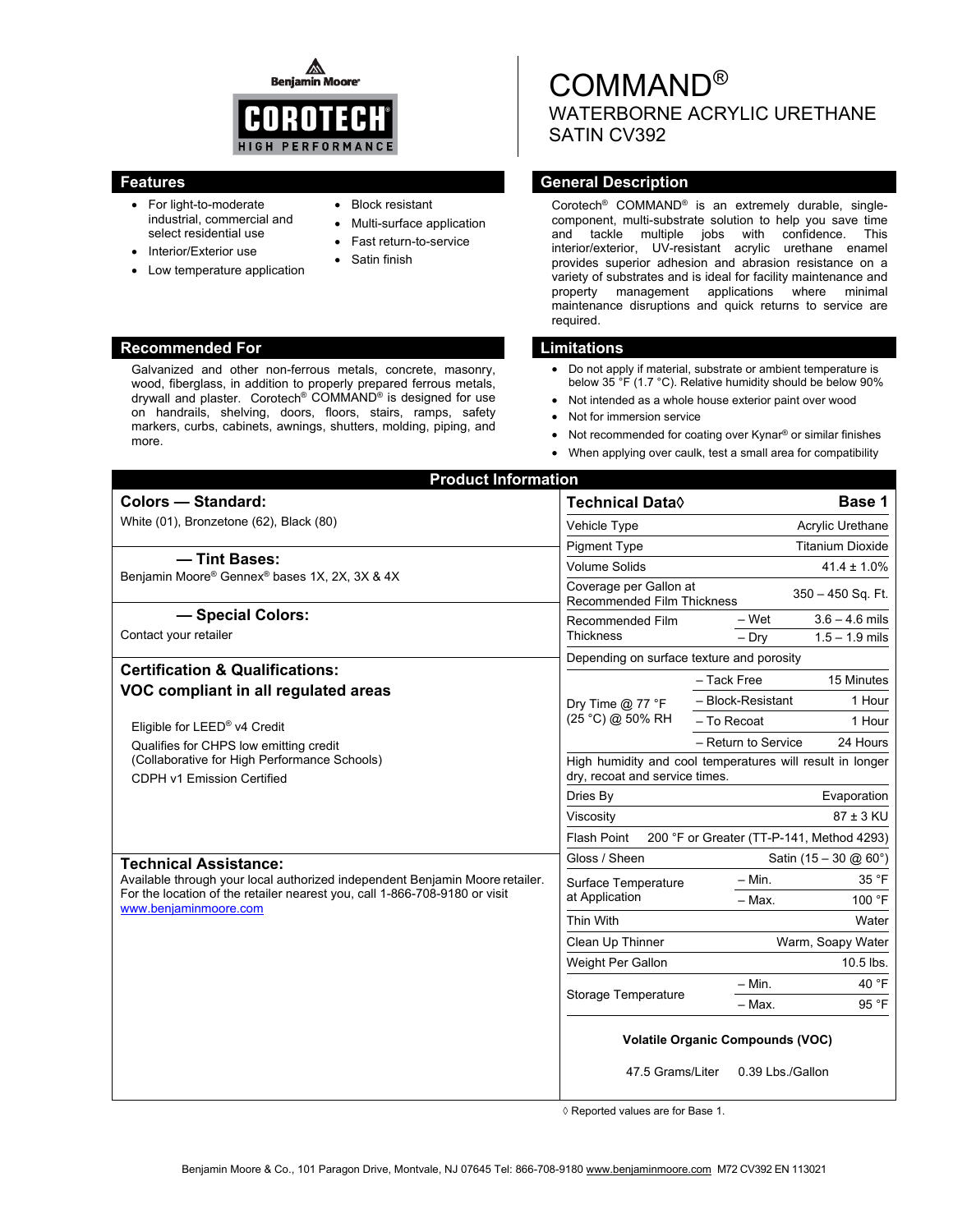Benjamin Moore

COROTECH HIGH PERFORMANCE

# COMMAND®

## WATERBORNE ACRYLIC URETHANE SATIN CV392

## Features

- For light-to-moderate industrial, commercial and select residential use
- Interior/Exterior use
- Low temperature application
- Block resistant
- Multi-surface application
- Fast return-to-service
- Satin finish

## General Description

Corotech® COMMAND® is an extremely durable, single-component, multi-substrate solution to help you save time and tackle multiple jobs with confidence. This interior/exterior, UV-resistant acrylic urethane enamel provides superior adhesion and abrasion resistance on a variety of substrates and is ideal for facility maintenance and property management applications where minimal maintenance disruptions and quick returns to service are required.

## Recommended For

Galvanized and other non-ferrous metals, concrete, masonry, wood, fiberglass, in addition to properly prepared ferrous metals, drywall and plaster. Corotech® COMMAND® is designed for use on handrails, shelving, doors, floors, stairs, ramps, safety markers, curbs, cabinets, awnings, shutters, molding, piping, and more.

## Limitations

- Do not apply if material, substrate or ambient temperature is below 35 °F (1.7 °C). Relative humidity should be below 90%
- Not intended as a whole house exterior paint over wood
- Not for immersion service
- Not recommended for coating over Kynar® or similar finishes
- When applying over caulk, test a small area for compatibility

## Product Information

### Colors — Standard:

White (01), Bronzetone (62), Black (80)

### — Tint Bases:

Benjamin Moore® Gennex® bases 1X, 2X, 3X & 4X

### — Special Colors:

Contact your retailer

### Certification & Qualifications:

**VOC compliant in all regulated areas**

Eligible for LEED® v4 Credit

Qualifies for CHPS low emitting credit (Collaborative for High Performance Schools)

CDPH v1 Emission Certified

### Technical Assistance:

Available through your local authorized independent Benjamin Moore retailer. For the location of the retailer nearest you, call 1-866-708-9180 or visit [www.benjaminmoore.com](http://www.benjaminmoore.com)

| Technical Data◊ | | Base 1 |
|---|---|---|
| Vehicle Type | | Acrylic Urethane |
| Pigment Type | | Titanium Dioxide |
| Volume Solids | | 41.4 ± 1.0% |
| Coverage per Gallon at Recommended Film Thickness | | 350 – 450 Sq. Ft. |
| Recommended Film Thickness | – Wet | 3.6 – 4.6 mils |
| | – Dry | 1.5 – 1.9 mils |
| Depending on surface texture and porosity | | |
| Dry Time @ 77 °F (25 °C) @ 50% RH | – Tack Free | 15 Minutes |
| | – Block-Resistant | 1 Hour |
| | – To Recoat | 1 Hour |
| | – Return to Service | 24 Hours |
| High humidity and cool temperatures will result in longer dry, recoat and service times. | | |
| Dries By | | Evaporation |
| Viscosity | | 87 ± 3 KU |
| Flash Point | | 200 °F or Greater (TT-P-141, Method 4293) |
| Gloss / Sheen | | Satin (15 – 30 @ 60°) |
| Surface Temperature at Application | – Min. | 35 °F |
| | – Max. | 100 °F |
| Thin With | | Water |
| Clean Up Thinner | | Warm, Soapy Water |
| Weight Per Gallon | | 10.5 lbs. |
| Storage Temperature | – Min. | 40 °F |
| | – Max. | 95 °F |

**Volatile Organic Compounds (VOC)**

47.5 Grams/Liter 0.39 Lbs./Gallon

◊ Reported values are for Base 1.

Benjamin Moore & Co., 101 Paragon Drive, Montvale, NJ 07645 Tel: 866-708-9180 [www.benjaminmoore.com](http://www.benjaminmoore.com) M72 CV392 EN 113021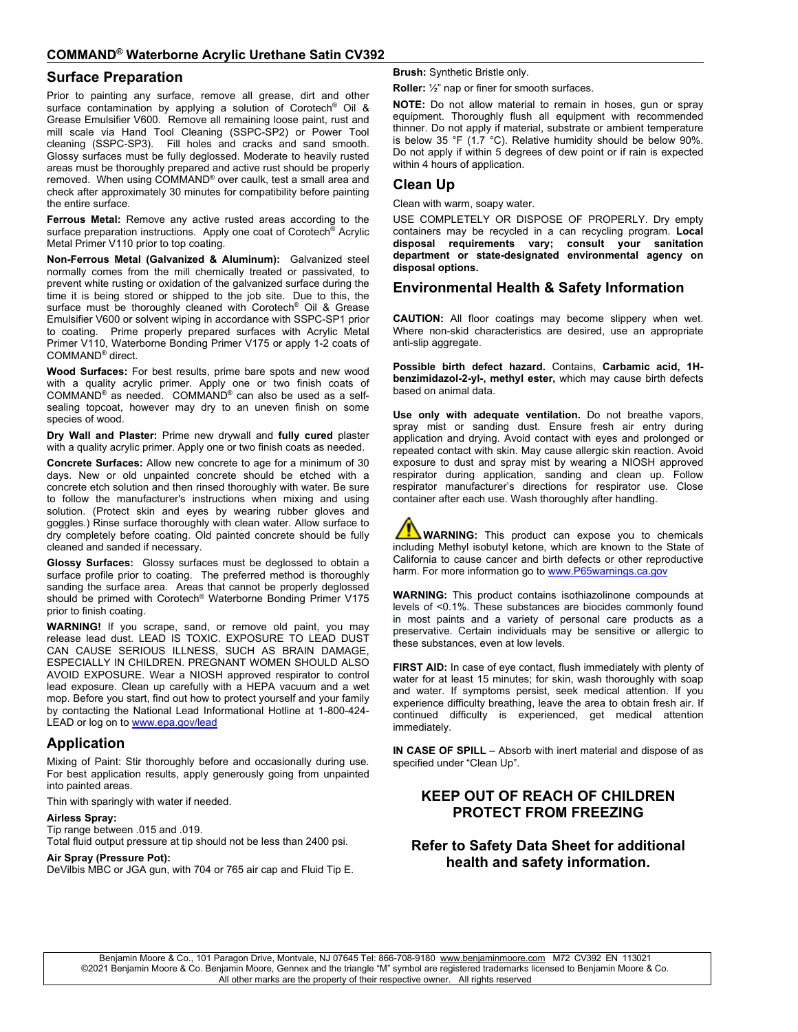## Surface Preparation

Prior to painting any surface, remove all grease, dirt and other surface contamination by applying a solution of Corotech® Oil & Grease Emulsifier V600. Remove all remaining loose paint, rust and mill scale via Hand Tool Cleaning (SSPC-SP2) or Power Tool cleaning (SSPC-SP3). Fill holes and cracks and sand smooth. Glossy surfaces must be fully deglossed. Moderate to heavily rusted areas must be thoroughly prepared and active rust should be properly removed. When using COMMAND® over caulk, test a small area and check after approximately 30 minutes for compatibility before painting the entire surface.

**Ferrous Metal:** Remove any active rusted areas according to the surface preparation instructions. Apply one coat of Corotech® Acrylic Metal Primer V110 prior to top coating.

**Non-Ferrous Metal (Galvanized & Aluminum):** Galvanized steel normally comes from the mill chemically treated or passivated, to prevent white rusting or oxidation of the galvanized surface during the time it is being stored or shipped to the job site. Due to this, the surface must be thoroughly cleaned with Corotech® Oil & Grease Emulsifier V600 or solvent wiping in accordance with SSPC-SP1 prior to coating. Prime properly prepared surfaces with Acrylic Metal Primer V110, Waterborne Bonding Primer V175 or apply 1-2 coats of COMMAND® direct.

**Wood Surfaces:** For best results, prime bare spots and new wood with a quality acrylic primer. Apply one or two finish coats of COMMAND® as needed. COMMAND® can also be used as a self-sealing topcoat, however may dry to an uneven finish on some species of wood.

**Dry Wall and Plaster:** Prime new drywall and **fully cured** plaster with a quality acrylic primer. Apply one or two finish coats as needed.

**Concrete Surfaces:** Allow new concrete to age for a minimum of 30 days. New or old unpainted concrete should be etched with a concrete etch solution and then rinsed thoroughly with water. Be sure to follow the manufacturer's instructions when mixing and using solution. (Protect skin and eyes by wearing rubber gloves and goggles.) Rinse surface thoroughly with clean water. Allow surface to dry completely before coating. Old painted concrete should be fully cleaned and sanded if necessary.

**Glossy Surfaces:** Glossy surfaces must be deglossed to obtain a surface profile prior to coating. The preferred method is thoroughly sanding the surface area. Areas that cannot be properly deglossed should be primed with Corotech® Waterborne Bonding Primer V175 prior to finish coating.

**WARNING!** If you scrape, sand, or remove old paint, you may release lead dust. LEAD IS TOXIC. EXPOSURE TO LEAD DUST CAN CAUSE SERIOUS ILLNESS, SUCH AS BRAIN DAMAGE, ESPECIALLY IN CHILDREN. PREGNANT WOMEN SHOULD ALSO AVOID EXPOSURE. Wear a NIOSH approved respirator to control lead exposure. Clean up carefully with a HEPA vacuum and a wet mop. Before you start, find out how to protect yourself and your family by contacting the National Lead Informational Hotline at 1-800-424-LEAD or log on to www.epa.gov/lead

## Application

Mixing of Paint: Stir thoroughly before and occasionally during use. For best application results, apply generously going from unpainted into painted areas.

Thin with sparingly with water if needed.

**Airless Spray:**
Tip range between .015 and .019.
Total fluid output pressure at tip should not be less than 2400 psi.

**Air Spray (Pressure Pot):**
DeVilbis MBC or JGA gun, with 704 or 765 air cap and Fluid Tip E.

**Brush:** Synthetic Bristle only.

**Roller:** ½" nap or finer for smooth surfaces.

**NOTE:** Do not allow material to remain in hoses, gun or spray equipment. Thoroughly flush all equipment with recommended thinner. Do not apply if material, substrate or ambient temperature is below 35 °F (1.7 °C). Relative humidity should be below 90%. Do not apply if within 5 degrees of dew point or if rain is expected within 4 hours of application.

## Clean Up

Clean with warm, soapy water.

USE COMPLETELY OR DISPOSE OF PROPERLY. Dry empty containers may be recycled in a can recycling program. **Local disposal requirements vary; consult your sanitation department or state-designated environmental agency on disposal options.**

## Environmental Health & Safety Information

**CAUTION:** All floor coatings may become slippery when wet. Where non-skid characteristics are desired, use an appropriate anti-slip aggregate.

**Possible birth defect hazard.** Contains, **Carbamic acid, 1H-benzimidazol-2-yl-, methyl ester,** which may cause birth defects based on animal data.

**Use only with adequate ventilation.** Do not breathe vapors, spray mist or sanding dust. Ensure fresh air entry during application and drying. Avoid contact with eyes and prolonged or repeated contact with skin. May cause allergic skin reaction. Avoid exposure to dust and spray mist by wearing a NIOSH approved respirator during application, sanding and clean up. Follow respirator manufacturer's directions for respirator use. Close container after each use. Wash thoroughly after handling.

**WARNING:** This product can expose you to chemicals including Methyl isobutyl ketone, which are known to the State of California to cause cancer and birth defects or other reproductive harm. For more information go to www.P65warnings.ca.gov

**WARNING:** This product contains isothiazolinone compounds at levels of <0.1%. These substances are biocides commonly found in most paints and a variety of personal care products as a preservative. Certain individuals may be sensitive or allergic to these substances, even at low levels.

**FIRST AID:** In case of eye contact, flush immediately with plenty of water for at least 15 minutes; for skin, wash thoroughly with soap and water. If symptoms persist, seek medical attention. If you experience difficulty breathing, leave the area to obtain fresh air. If continued difficulty is experienced, get medical attention immediately.

**IN CASE OF SPILL** – Absorb with inert material and dispose of as specified under "Clean Up".

**KEEP OUT OF REACH OF CHILDREN**
**PROTECT FROM FREEZING**

**Refer to Safety Data Sheet for additional health and safety information.**

Benjamin Moore & Co., 101 Paragon Drive, Montvale, NJ 07645 Tel: 866-708-9180 www.benjaminmoore.com M72 CV392 EN 113021
©2021 Benjamin Moore & Co. Benjamin Moore, Gennex and the triangle "M" symbol are registered trademarks licensed to Benjamin Moore & Co. All other marks are the property of their respective owner. All rights reserved